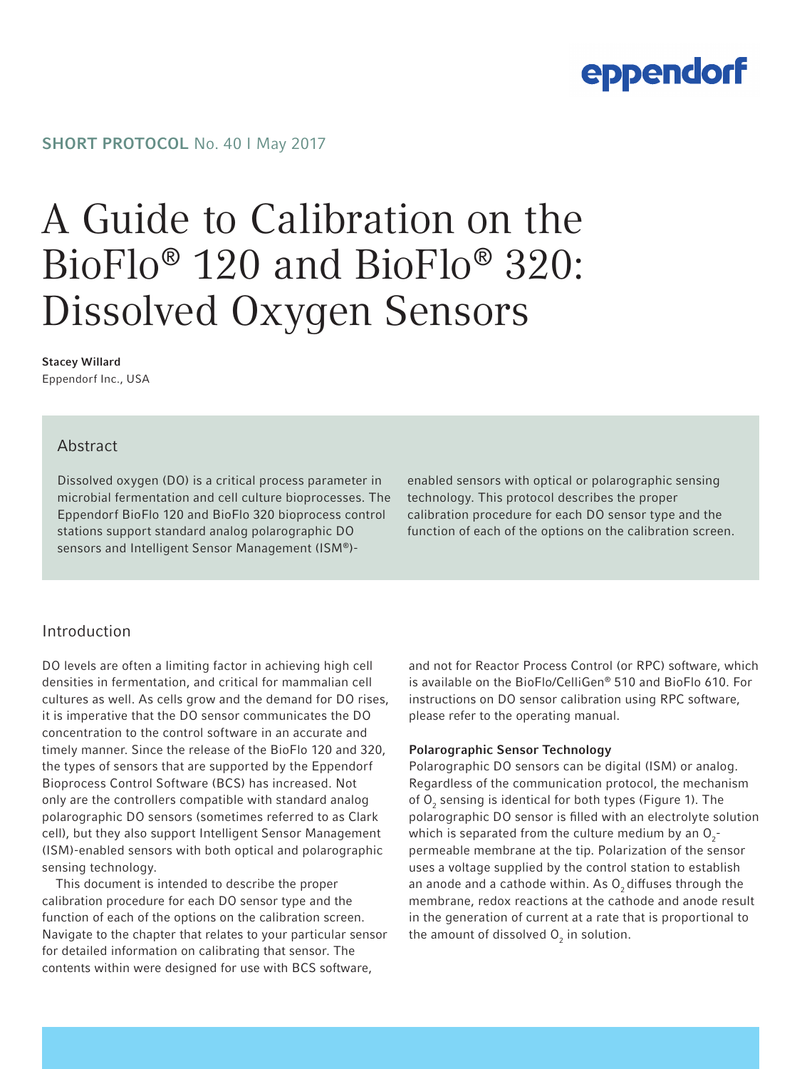SHORT PROTOCOL No. 40 I May 2017

# A Guide to Calibration on the BioFlo® 120 and BioFlo® 320: Dissolved Oxygen Sensors

**Stacey Willard**
Eppendorf Inc., USA

## Abstract

Dissolved oxygen (DO) is a critical process parameter in microbial fermentation and cell culture bioprocesses. The Eppendorf BioFlo 120 and BioFlo 320 bioprocess control stations support standard analog polarographic DO sensors and Intelligent Sensor Management (ISM®)-enabled sensors with optical or polarographic sensing technology. This protocol describes the proper calibration procedure for each DO sensor type and the function of each of the options on the calibration screen.

## Introduction

DO levels are often a limiting factor in achieving high cell densities in fermentation, and critical for mammalian cell cultures as well. As cells grow and the demand for DO rises, it is imperative that the DO sensor communicates the DO concentration to the control software in an accurate and timely manner. Since the release of the BioFlo 120 and 320, the types of sensors that are supported by the Eppendorf Bioprocess Control Software (BCS) has increased. Not only are the controllers compatible with standard analog polarographic DO sensors (sometimes referred to as Clark cell), but they also support Intelligent Sensor Management (ISM)-enabled sensors with both optical and polarographic sensing technology.

This document is intended to describe the proper calibration procedure for each DO sensor type and the function of each of the options on the calibration screen. Navigate to the chapter that relates to your particular sensor for detailed information on calibrating that sensor. The contents within were designed for use with BCS software, and not for Reactor Process Control (or RPC) software, which is available on the BioFlo/CelliGen® 510 and BioFlo 610. For instructions on DO sensor calibration using RPC software, please refer to the operating manual.

### Polarographic Sensor Technology

Polarographic DO sensors can be digital (ISM) or analog. Regardless of the communication protocol, the mechanism of $O_2$ sensing is identical for both types (Figure 1). The polarographic DO sensor is filled with an electrolyte solution which is separated from the culture medium by an $O_2$-permeable membrane at the tip. Polarization of the sensor uses a voltage supplied by the control station to establish an anode and a cathode within. As $O_2$ diffuses through the membrane, redox reactions at the cathode and anode result in the generation of current at a rate that is proportional to the amount of dissolved $O_2$ in solution.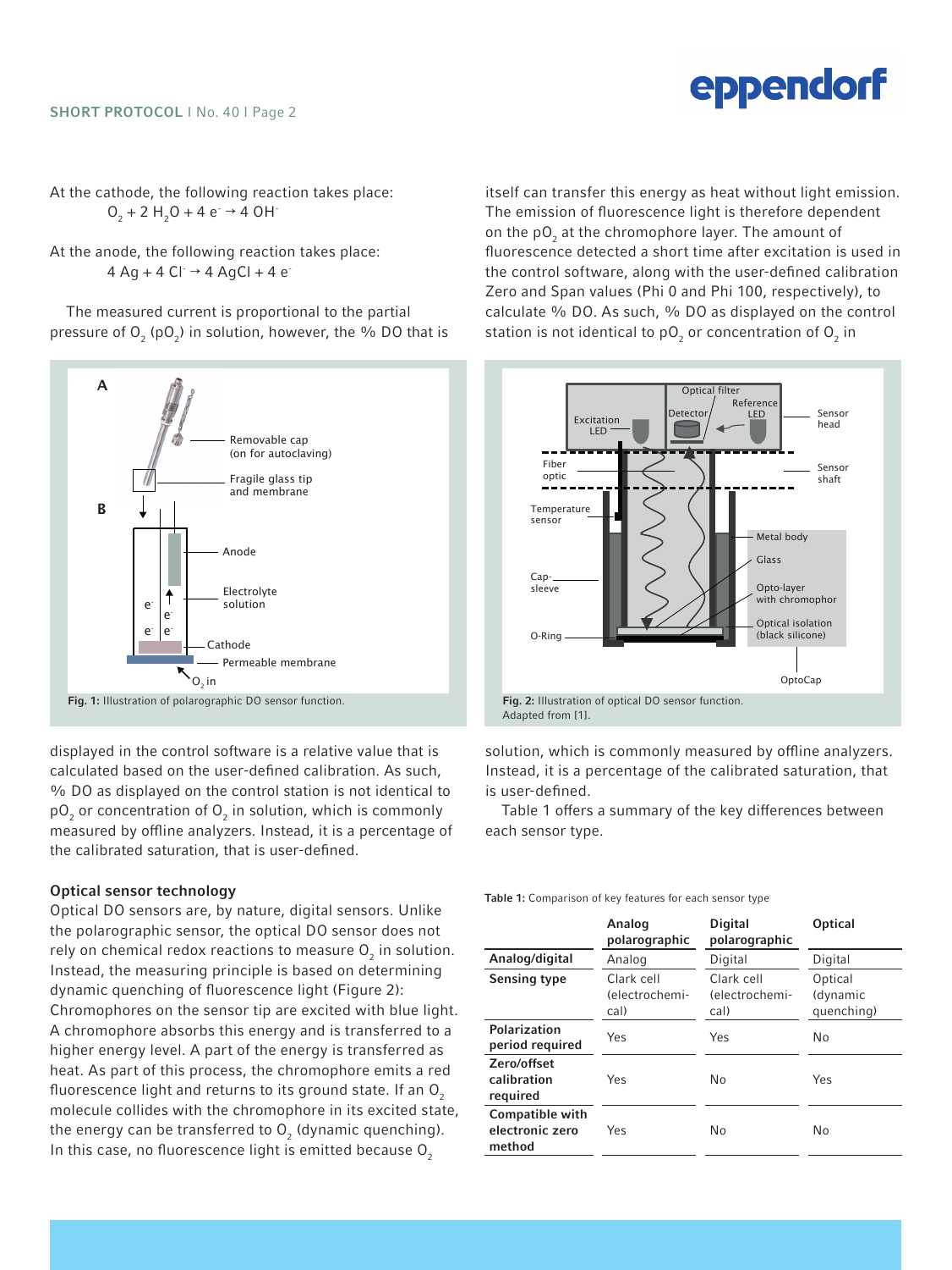At the cathode, the following reaction takes place:

$$O_2 + 2\,H_2O + 4\,e^- \rightarrow 4\,OH^-$$

At the anode, the following reaction takes place:

$$4\,Ag + 4\,Cl^- \rightarrow 4\,AgCl + 4\,e^-$$

The measured current is proportional to the partial pressure of $O_2$ ($pO_2$) in solution, however, the % DO that is displayed in the control software is a relative value that is calculated based on the user-defined calibration. As such, % DO as displayed on the control station is not identical to $pO_2$ or concentration of $O_2$ in solution, which is commonly measured by offline analyzers. Instead, it is a percentage of the calibrated saturation, that is user-defined.

**Fig. 1:** Illustration of polarographic DO sensor function.

### Optical sensor technology

Optical DO sensors are, by nature, digital sensors. Unlike the polarographic sensor, the optical DO sensor does not rely on chemical redox reactions to measure $O_2$ in solution. Instead, the measuring principle is based on determining dynamic quenching of fluorescence light (Figure 2): Chromophores on the sensor tip are excited with blue light. A chromophore absorbs this energy and is transferred to a higher energy level. A part of the energy is transferred as heat. As part of this process, the chromophore emits a red fluorescence light and returns to its ground state. If an $O_2$ molecule collides with the chromophore in its excited state, the energy can be transferred to $O_2$ (dynamic quenching). In this case, no fluorescence light is emitted because $O_2$ itself can transfer this energy as heat without light emission. The emission of fluorescence light is therefore dependent on the $pO_2$ at the chromophore layer. The amount of fluorescence detected a short time after excitation is used in the control software, along with the user-defined calibration Zero and Span values (Phi 0 and Phi 100, respectively), to calculate % DO. As such, % DO as displayed on the control station is not identical to $pO_2$ or concentration of $O_2$ in solution, which is commonly measured by offline analyzers. Instead, it is a percentage of the calibrated saturation, that is user-defined.

**Fig. 2:** Illustration of optical DO sensor function. Adapted from [1].

Table 1 offers a summary of the key differences between each sensor type.

**Table 1:** Comparison of key features for each sensor type

| | Analog polarographic | Digital polarographic | Optical |
|---|---|---|---|
| **Analog/digital** | Analog | Digital | Digital |
| **Sensing type** | Clark cell (electrochemical) | Clark cell (electrochemical) | Optical (dynamic quenching) |
| **Polarization period required** | Yes | Yes | No |
| **Zero/offset calibration required** | Yes | No | Yes |
| **Compatible with electronic zero method** | Yes | No | No |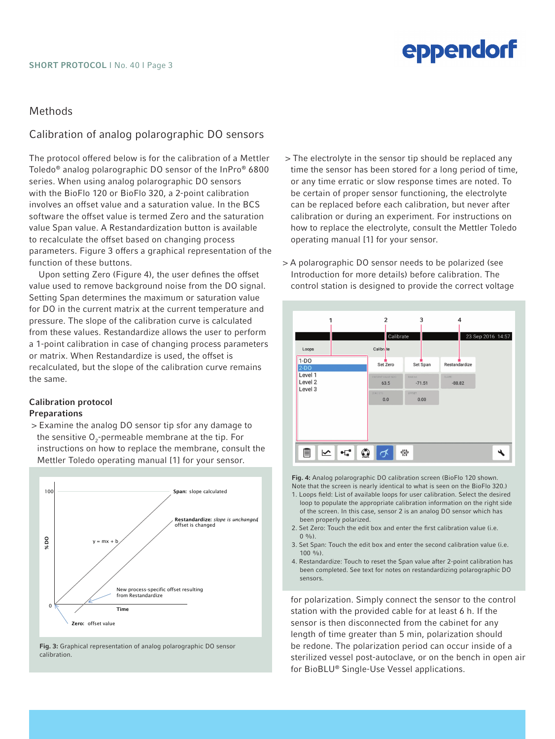## Methods

### Calibration of analog polarographic DO sensors

The protocol offered below is for the calibration of a Mettler Toledo® analog polarographic DO sensor of the InPro® 6800 series. When using analog polarographic DO sensors with the BioFlo 120 or BioFlo 320, a 2-point calibration involves an offset value and a saturation value. In the BCS software the offset value is termed Zero and the saturation value Span value. A Restandardization button is available to recalculate the offset based on changing process parameters. Figure 3 offers a graphical representation of the function of these buttons.

Upon setting Zero (Figure 4), the user defines the offset value used to remove background noise from the DO signal. Setting Span determines the maximum or saturation value for DO in the current matrix at the current temperature and pressure. The slope of the calibration curve is calculated from these values. Restandardize allows the user to perform a 1-point calibration in case of changing process parameters or matrix. When Restandardize is used, the offset is recalculated, but the slope of the calibration curve remains the same.

**Calibration protocol**

**Preparations**

> Examine the analog DO sensor tip sfor any damage to the sensitive $O_2$-permeable membrane at the tip. For instructions on how to replace the membrane, consult the Mettler Toledo operating manual [1] for your sensor.

**Fig. 3:** Graphical representation of analog polarographic DO sensor calibration.

> The electrolyte in the sensor tip should be replaced any time the sensor has been stored for a long period of time, or any time erratic or slow response times are noted. To be certain of proper sensor functioning, the electrolyte can be replaced before each calibration, but never after calibration or during an experiment. For instructions on how to replace the electrolyte, consult the Mettler Toledo operating manual [1] for your sensor.

> A polarographic DO sensor needs to be polarized (see Introduction for more details) before calibration. The control station is designed to provide the correct voltage for polarization. Simply connect the sensor to the control station with the provided cable for at least 6 h. If the sensor is then disconnected from the cabinet for any length of time greater than 5 min, polarization should be redone. The polarization period can occur inside of a sterilized vessel post-autoclave, or on the bench in open air for BioBLU® Single-Use Vessel applications.

**Fig. 4:** Analog polarographic DO calibration screen (BioFlo 120 shown. Note that the screen is nearly identical to what is seen on the BioFlo 320.)

1. Loops field: List of available loops for user calibration. Select the desired loop to populate the appropriate calibration information on the right side of the screen. In this case, sensor 2 is an analog DO sensor which has been properly polarized.
2. Set Zero: Touch the edit box and enter the first calibration value (i.e. 0 %).
3. Set Span: Touch the edit box and enter the second calibration value (i.e. 100 %).
4. Restandardize: Touch to reset the Span value after 2-point calibration has been completed. See text for notes on restandardizing polarographic DO sensors.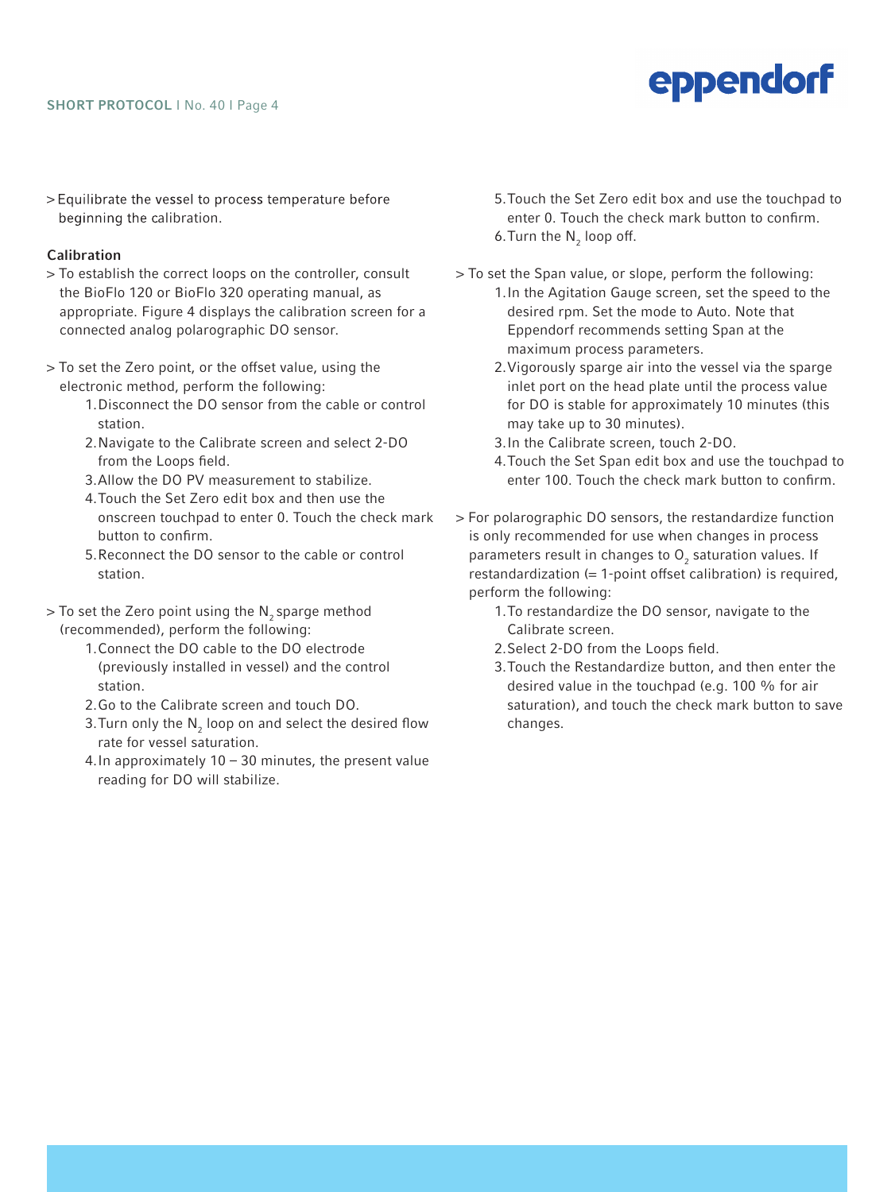> Equilibrate the vessel to process temperature before beginning the calibration.

### Calibration

> To establish the correct loops on the controller, consult the BioFlo 120 or BioFlo 320 operating manual, as appropriate. Figure 4 displays the calibration screen for a connected analog polarographic DO sensor.

> To set the Zero point, or the offset value, using the electronic method, perform the following:

1. Disconnect the DO sensor from the cable or control station.
2. Navigate to the Calibrate screen and select 2-DO from the Loops field.
3. Allow the DO PV measurement to stabilize.
4. Touch the Set Zero edit box and then use the onscreen touchpad to enter 0. Touch the check mark button to confirm.
5. Reconnect the DO sensor to the cable or control station.

> To set the Zero point using the $N_2$ sparge method (recommended), perform the following:

1. Connect the DO cable to the DO electrode (previously installed in vessel) and the control station.
2. Go to the Calibrate screen and touch DO.
3. Turn only the $N_2$ loop on and select the desired flow rate for vessel saturation.
4. In approximately 10 – 30 minutes, the present value reading for DO will stabilize.
5. Touch the Set Zero edit box and use the touchpad to enter 0. Touch the check mark button to confirm.
6. Turn the $N_2$ loop off.

> To set the Span value, or slope, perform the following:

1. In the Agitation Gauge screen, set the speed to the desired rpm. Set the mode to Auto. Note that Eppendorf recommends setting Span at the maximum process parameters.
2. Vigorously sparge air into the vessel via the sparge inlet port on the head plate until the process value for DO is stable for approximately 10 minutes (this may take up to 30 minutes).
3. In the Calibrate screen, touch 2-DO.
4. Touch the Set Span edit box and use the touchpad to enter 100. Touch the check mark button to confirm.

> For polarographic DO sensors, the restandardize function is only recommended for use when changes in process parameters result in changes to $O_2$ saturation values. If restandardization (= 1-point offset calibration) is required, perform the following:

1. To restandardize the DO sensor, navigate to the Calibrate screen.
2. Select 2-DO from the Loops field.
3. Touch the Restandardize button, and then enter the desired value in the touchpad (e.g. 100 % for air saturation), and touch the check mark button to save changes.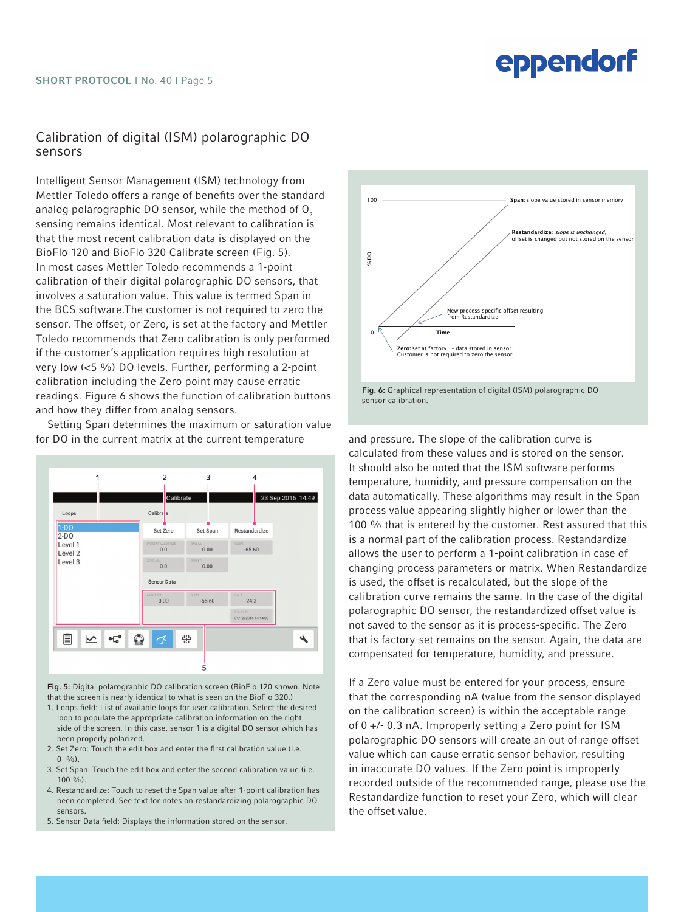## Calibration of digital (ISM) polarographic DO sensors

Intelligent Sensor Management (ISM) technology from Mettler Toledo offers a range of benefits over the standard analog polarographic DO sensor, while the method of $O_2$ sensing remains identical. Most relevant to calibration is that the most recent calibration data is displayed on the BioFlo 120 and BioFlo 320 Calibrate screen (Fig. 5). In most cases Mettler Toledo recommends a 1-point calibration of their digital polarographic DO sensors, that involves a saturation value. This value is termed Span in the BCS software.The customer is not required to zero the sensor. The offset, or Zero, is set at the factory and Mettler Toledo recommends that Zero calibration is only performed if the customer's application requires high resolution at very low (<5 %) DO levels. Further, performing a 2-point calibration including the Zero point may cause erratic readings. Figure 6 shows the function of calibration buttons and how they differ from analog sensors.

Setting Span determines the maximum or saturation value for DO in the current matrix at the current temperature

**Fig. 5:** Digital polarographic DO calibration screen (BioFlo 120 shown. Note that the screen is nearly identical to what is seen on the BioFlo 320.)

1. Loops field: List of available loops for user calibration. Select the desired loop to populate the appropriate calibration information on the right side of the screen. In this case, sensor 1 is a digital DO sensor which has been properly polarized.
2. Set Zero: Touch the edit box and enter the first calibration value (i.e. 0 %).
3. Set Span: Touch the edit box and enter the second calibration value (i.e. 100 %).
4. Restandardize: Touch to reset the Span value after 1-point calibration has been completed. See text for notes on restandardizing polarographic DO sensors.
5. Sensor Data field: Displays the information stored on the sensor.

**Fig. 6:** Graphical representation of digital (ISM) polarographic DO sensor calibration.

and pressure. The slope of the calibration curve is calculated from these values and is stored on the sensor. It should also be noted that the ISM software performs temperature, humidity, and pressure compensation on the data automatically. These algorithms may result in the Span process value appearing slightly higher or lower than the 100 % that is entered by the customer. Rest assured that this is a normal part of the calibration process. Restandardize allows the user to perform a 1-point calibration in case of changing process parameters or matrix. When Restandardize is used, the offset is recalculated, but the slope of the calibration curve remains the same. In the case of the digital polarographic DO sensor, the restandardized offset value is not saved to the sensor as it is process-specific. The Zero that is factory-set remains on the sensor. Again, the data are compensated for temperature, humidity, and pressure.

If a Zero value must be entered for your process, ensure that the corresponding nA (value from the sensor displayed on the calibration screen) is within the acceptable range of 0 +/- 0.3 nA. Improperly setting a Zero point for ISM polarographic DO sensors will create an out of range offset value which can cause erratic sensor behavior, resulting in inaccurate DO values. If the Zero point is improperly recorded outside of the recommended range, please use the Restandardize function to reset your Zero, which will clear the offset value.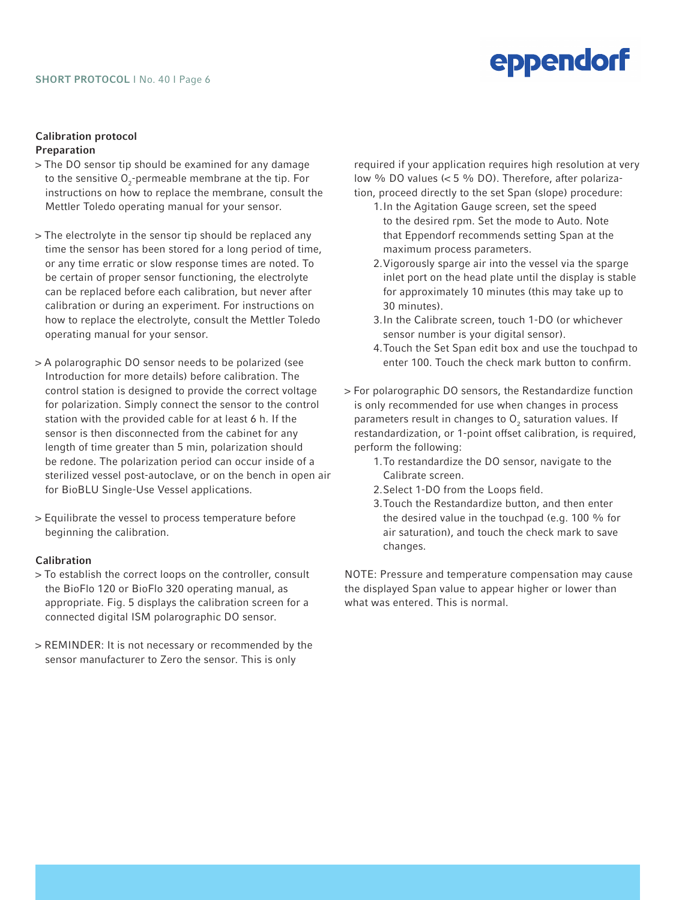## Calibration protocol

### Preparation

> The DO sensor tip should be examined for any damage to the sensitive $O_2$-permeable membrane at the tip. For instructions on how to replace the membrane, consult the Mettler Toledo operating manual for your sensor.

> The electrolyte in the sensor tip should be replaced any time the sensor has been stored for a long period of time, or any time erratic or slow response times are noted. To be certain of proper sensor functioning, the electrolyte can be replaced before each calibration, but never after calibration or during an experiment. For instructions on how to replace the electrolyte, consult the Mettler Toledo operating manual for your sensor.

> A polarographic DO sensor needs to be polarized (see Introduction for more details) before calibration. The control station is designed to provide the correct voltage for polarization. Simply connect the sensor to the control station with the provided cable for at least 6 h. If the sensor is then disconnected from the cabinet for any length of time greater than 5 min, polarization should be redone. The polarization period can occur inside of a sterilized vessel post-autoclave, or on the bench in open air for BioBLU Single-Use Vessel applications.

> Equilibrate the vessel to process temperature before beginning the calibration.

### Calibration

> To establish the correct loops on the controller, consult the BioFlo 120 or BioFlo 320 operating manual, as appropriate. Fig. 5 displays the calibration screen for a connected digital ISM polarographic DO sensor.

> REMINDER: It is not necessary or recommended by the sensor manufacturer to Zero the sensor. This is only required if your application requires high resolution at very low % DO values (< 5 % DO). Therefore, after polarization, proceed directly to the set Span (slope) procedure:

1. In the Agitation Gauge screen, set the speed to the desired rpm. Set the mode to Auto. Note that Eppendorf recommends setting Span at the maximum process parameters.
2. Vigorously sparge air into the vessel via the sparge inlet port on the head plate until the display is stable for approximately 10 minutes (this may take up to 30 minutes).
3. In the Calibrate screen, touch 1-DO (or whichever sensor number is your digital sensor).
4. Touch the Set Span edit box and use the touchpad to enter 100. Touch the check mark button to confirm.

> For polarographic DO sensors, the Restandardize function is only recommended for use when changes in process parameters result in changes to $O_2$ saturation values. If restandardization, or 1-point offset calibration, is required, perform the following:

1. To restandardize the DO sensor, navigate to the Calibrate screen.
2. Select 1-DO from the Loops field.
3. Touch the Restandardize button, and then enter the desired value in the touchpad (e.g. 100 % for air saturation), and touch the check mark to save changes.

NOTE: Pressure and temperature compensation may cause the displayed Span value to appear higher or lower than what was entered. This is normal.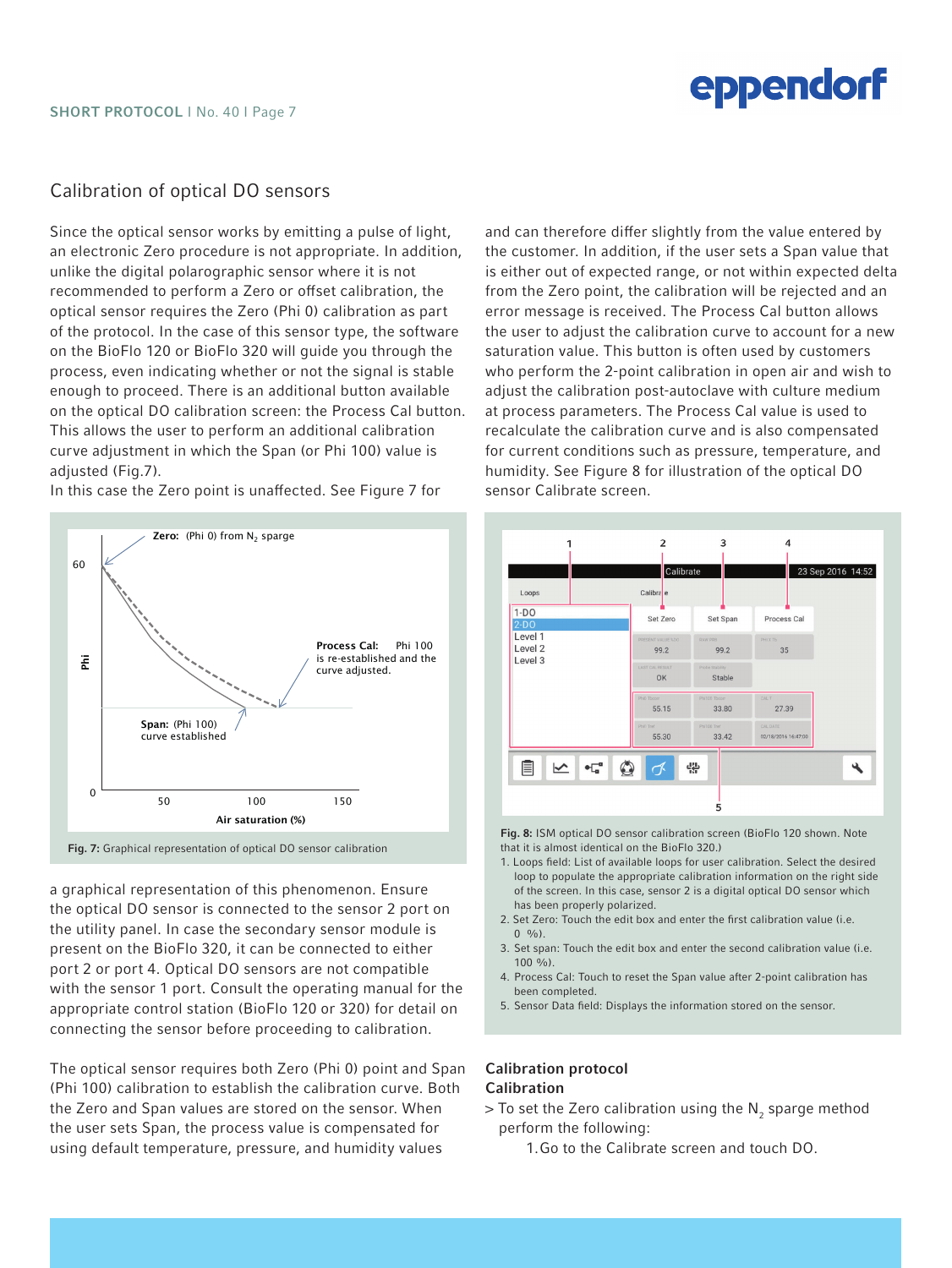## Calibration of optical DO sensors

Since the optical sensor works by emitting a pulse of light, an electronic Zero procedure is not appropriate. In addition, unlike the digital polarographic sensor where it is not recommended to perform a Zero or offset calibration, the optical sensor requires the Zero (Phi 0) calibration as part of the protocol. In the case of this sensor type, the software on the BioFlo 120 or BioFlo 320 will guide you through the process, even indicating whether or not the signal is stable enough to proceed. There is an additional button available on the optical DO calibration screen: the Process Cal button. This allows the user to perform an additional calibration curve adjustment in which the Span (or Phi 100) value is adjusted (Fig.7).
In this case the Zero point is unaffected. See Figure 7 for a graphical representation of this phenomenon. Ensure the optical DO sensor is connected to the sensor 2 port on the utility panel. In case the secondary sensor module is present on the BioFlo 320, it can be connected to either port 2 or port 4. Optical DO sensors are not compatible with the sensor 1 port. Consult the operating manual for the appropriate control station (BioFlo 120 or 320) for detail on connecting the sensor before proceeding to calibration.

Fig. 7: Graphical representation of optical DO sensor calibration

The optical sensor requires both Zero (Phi 0) point and Span (Phi 100) calibration to establish the calibration curve. Both the Zero and Span values are stored on the sensor. When the user sets Span, the process value is compensated for using default temperature, pressure, and humidity values and can therefore differ slightly from the value entered by the customer. In addition, if the user sets a Span value that is either out of expected range, or not within expected delta from the Zero point, the calibration will be rejected and an error message is received. The Process Cal button allows the user to adjust the calibration curve to account for a new saturation value. This button is often used by customers who perform the 2-point calibration in open air and wish to adjust the calibration post-autoclave with culture medium at process parameters. The Process Cal value is used to recalculate the calibration curve and is also compensated for current conditions such as pressure, temperature, and humidity. See Figure 8 for illustration of the optical DO sensor Calibrate screen.

**Fig. 8:** ISM optical DO sensor calibration screen (BioFlo 120 shown. Note that it is almost identical on the BioFlo 320.)

1. Loops field: List of available loops for user calibration. Select the desired loop to populate the appropriate calibration information on the right side of the screen. In this case, sensor 2 is a digital optical DO sensor which has been properly polarized.
2. Set Zero: Touch the edit box and enter the first calibration value (i.e. 0 %).
3. Set span: Touch the edit box and enter the second calibration value (i.e. 100 %).
4. Process Cal: Touch to reset the Span value after 2-point calibration has been completed.
5. Sensor Data field: Displays the information stored on the sensor.

### Calibration protocol

### Calibration

> To set the Zero calibration using the $N_2$ sparge method perform the following:

1. Go to the Calibrate screen and touch DO.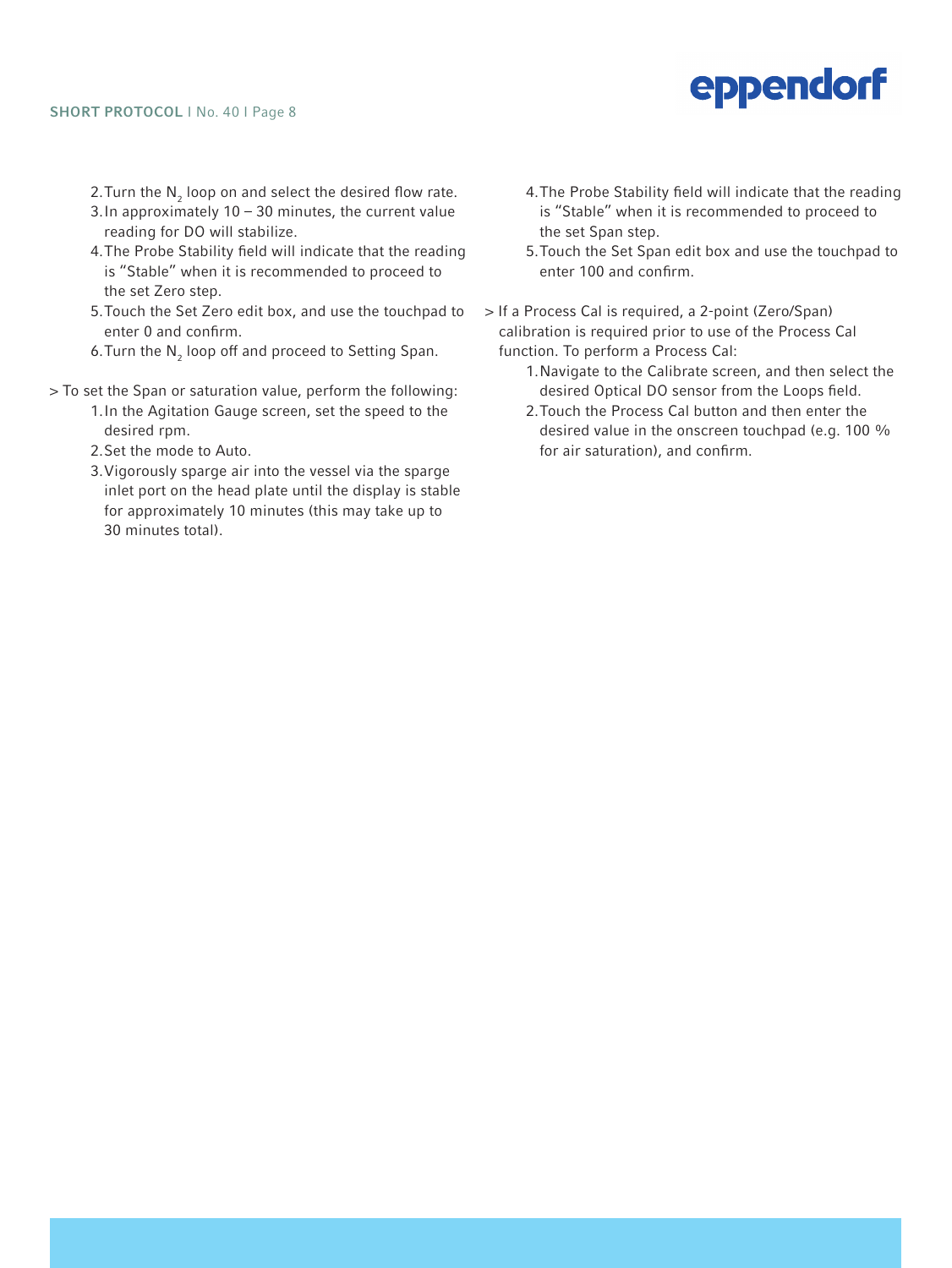2. Turn the $N_2$ loop on and select the desired flow rate.
3. In approximately 10 – 30 minutes, the current value reading for DO will stabilize.
4. The Probe Stability field will indicate that the reading is "Stable" when it is recommended to proceed to the set Zero step.
5. Touch the Set Zero edit box, and use the touchpad to enter 0 and confirm.
6. Turn the $N_2$ loop off and proceed to Setting Span.

> To set the Span or saturation value, perform the following:

1. In the Agitation Gauge screen, set the speed to the desired rpm.
2. Set the mode to Auto.
3. Vigorously sparge air into the vessel via the sparge inlet port on the head plate until the display is stable for approximately 10 minutes (this may take up to 30 minutes total).
4. The Probe Stability field will indicate that the reading is "Stable" when it is recommended to proceed to the set Span step.
5. Touch the Set Span edit box and use the touchpad to enter 100 and confirm.

> If a Process Cal is required, a 2-point (Zero/Span) calibration is required prior to use of the Process Cal function. To perform a Process Cal:

1. Navigate to the Calibrate screen, and then select the desired Optical DO sensor from the Loops field.
2. Touch the Process Cal button and then enter the desired value in the onscreen touchpad (e.g. 100 % for air saturation), and confirm.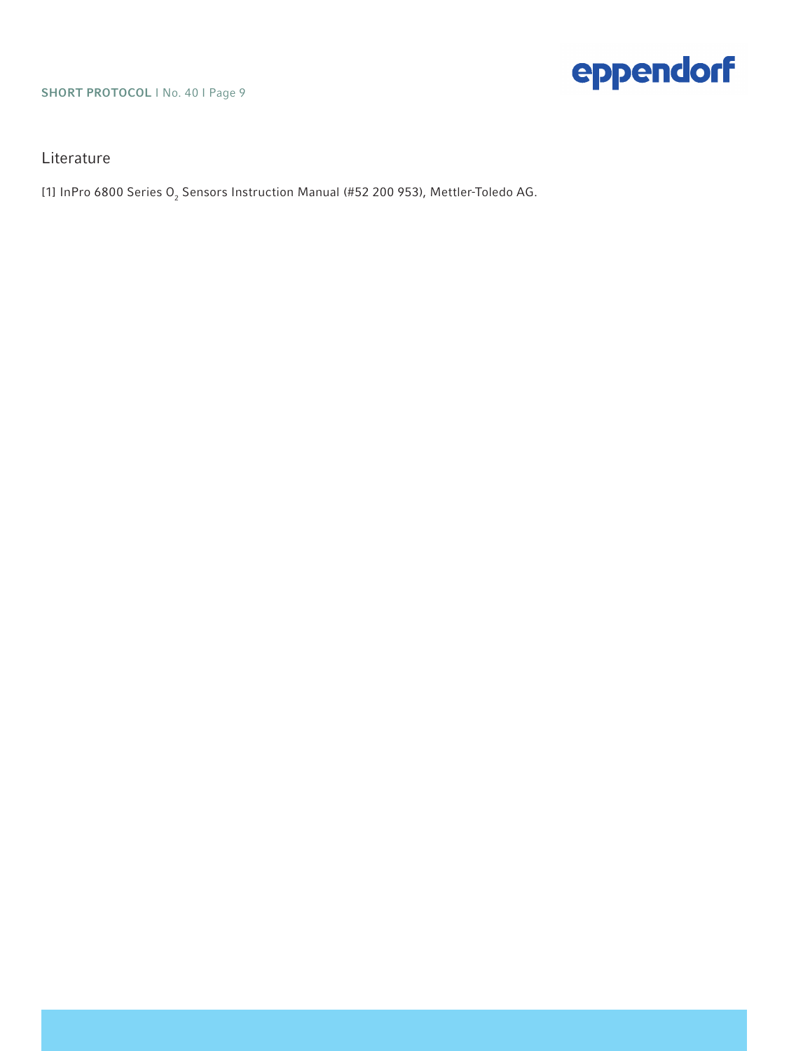## Literature

[1] InPro 6800 Series $O_2$ Sensors Instruction Manual (#52 200 953), Mettler-Toledo AG.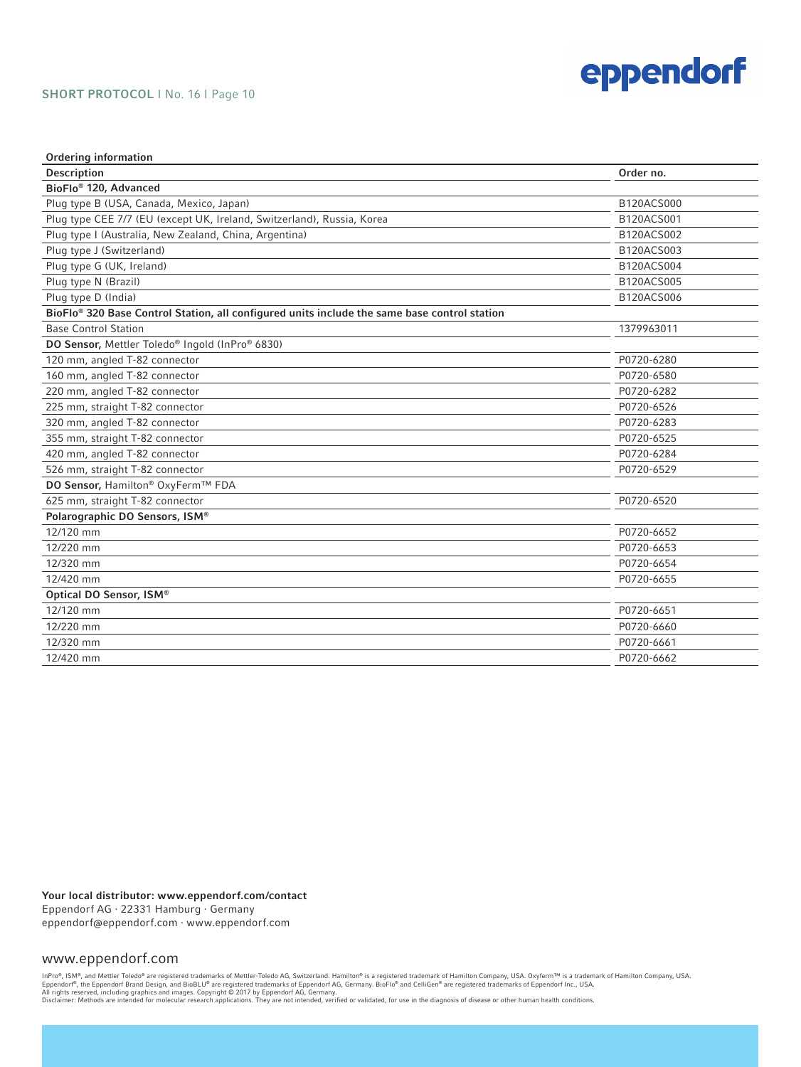## Ordering information

| Description | Order no. |
|---|---|
| **BioFlo® 120, Advanced** | |
| Plug type B (USA, Canada, Mexico, Japan) | B120ACS000 |
| Plug type CEE 7/7 (EU (except UK, Ireland, Switzerland), Russia, Korea | B120ACS001 |
| Plug type I (Australia, New Zealand, China, Argentina) | B120ACS002 |
| Plug type J (Switzerland) | B120ACS003 |
| Plug type G (UK, Ireland) | B120ACS004 |
| Plug type N (Brazil) | B120ACS005 |
| Plug type D (India) | B120ACS006 |
| **BioFlo® 320 Base Control Station, all configured units include the same base control station** | |
| Base Control Station | 1379963011 |
| **DO Sensor,** Mettler Toledo® Ingold (InPro® 6830) | |
| 120 mm, angled T-82 connector | P0720-6280 |
| 160 mm, angled T-82 connector | P0720-6580 |
| 220 mm, angled T-82 connector | P0720-6282 |
| 225 mm, straight T-82 connector | P0720-6526 |
| 320 mm, angled T-82 connector | P0720-6283 |
| 355 mm, straight T-82 connector | P0720-6525 |
| 420 mm, angled T-82 connector | P0720-6284 |
| 526 mm, straight T-82 connector | P0720-6529 |
| **DO Sensor,** Hamilton® OxyFerm™ FDA | |
| 625 mm, straight T-82 connector | P0720-6520 |
| **Polarographic DO Sensors, ISM®** | |
| 12/120 mm | P0720-6652 |
| 12/220 mm | P0720-6653 |
| 12/320 mm | P0720-6654 |
| 12/420 mm | P0720-6655 |
| **Optical DO Sensor, ISM®** | |
| 12/120 mm | P0720-6651 |
| 12/220 mm | P0720-6660 |
| 12/320 mm | P0720-6661 |
| 12/420 mm | P0720-6662 |

**Your local distributor: www.eppendorf.com/contact**
Eppendorf AG · 22331 Hamburg · Germany
eppendorf@eppendorf.com · www.eppendorf.com

www.eppendorf.com

InPro®, ISM®, and Mettler Toledo® are registered trademarks of Mettler-Toledo AG, Switzerland. Hamilton® is a registered trademark of Hamilton Company, USA. Oxyferm™ is a trademark of Hamilton Company, USA.
Eppendorf®, the Eppendorf Brand Design, and BioBLU® are registered trademarks of Eppendorf AG, Germany. BioFlo® and CelliGen® are registered trademarks of Eppendorf Inc., USA.
All rights reserved, including graphics and images. Copyright © 2017 by Eppendorf AG, Germany.
Disclaimer: Methods are intended for molecular research applications. They are not intended, verified or validated, for use in the diagnosis of disease or other human health conditions.